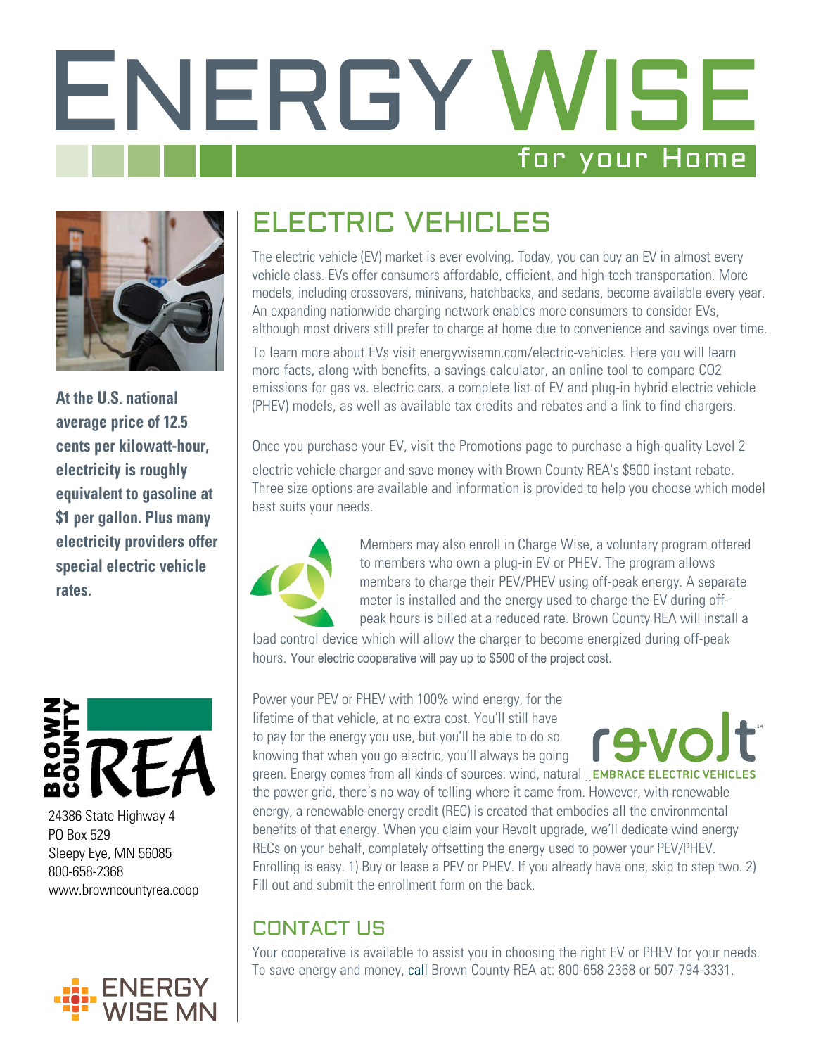# ENERGY WISE

for your Home

**At the U.S. national average price of 12.5 cents per kilowatt-hour, electricity is roughly equivalent to gasoline at $1 per gallon. Plus many electricity providers offer special electric vehicle rates.**

## ELECTRIC VEHICLES

The electric vehicle (EV) market is ever evolving. Today, you can buy an EV in almost every vehicle class. EVs offer consumers affordable, efficient, and high-tech transportation. More models, including crossovers, minivans, hatchbacks, and sedans, become available every year. An expanding nationwide charging network enables more consumers to consider EVs, although most drivers still prefer to charge at home due to convenience and savings over time.

To learn more about EVs visit energywisemn.com/electric-vehicles. Here you will learn more facts, along with benefits, a savings calculator, an online tool to compare CO2 emissions for gas vs. electric cars, a complete list of EV and plug-in hybrid electric vehicle (PHEV) models, as well as available tax credits and rebates and a link to find chargers.

Once you purchase your EV, visit the Promotions page to purchase a high-quality Level 2 electric vehicle charger and save money with Brown County REA's $500 instant rebate. Three size options are available and information is provided to help you choose which model best suits your needs.

Members may also enroll in Charge Wise, a voluntary program offered to members who own a plug-in EV or PHEV. The program allows members to charge their PEV/PHEV using off-peak energy. A separate meter is installed and the energy used to charge the EV during off-peak hours is billed at a reduced rate. Brown County REA will install a load control device which will allow the charger to become energized during off-peak hours. Your electric cooperative will pay up to $500 of the project cost.

revolt
EMBRACE ELECTRIC VEHICLES

Power your PEV or PHEV with 100% wind energy, for the lifetime of that vehicle, at no extra cost. You'll still have to pay for the energy you use, but you'll be able to do so knowing that when you go electric, you'll always be going green. Energy comes from all kinds of sources: wind, natural gas, coal, etc. Once it's on the power grid, there's no way of telling where it came from. However, with renewable energy, a renewable energy credit (REC) is created that embodies all the environmental benefits of that energy. When you claim your Revolt upgrade, we'll dedicate wind energy RECs on your behalf, completely offsetting the energy used to power your PEV/PHEV. Enrolling is easy. 1) Buy or lease a PEV or PHEV. If you already have one, skip to step two. 2) Fill out and submit the enrollment form on the back.

## CONTACT US

Your cooperative is available to assist you in choosing the right EV or PHEV for your needs. To save energy and money, call Brown County REA at: 800-658-2368 or 507-794-3331.

BROWN COUNTY REA

24386 State Highway 4
PO Box 529
Sleepy Eye, MN 56085
800-658-2368
www.browncountyrea.coop

ENERGY WISE MN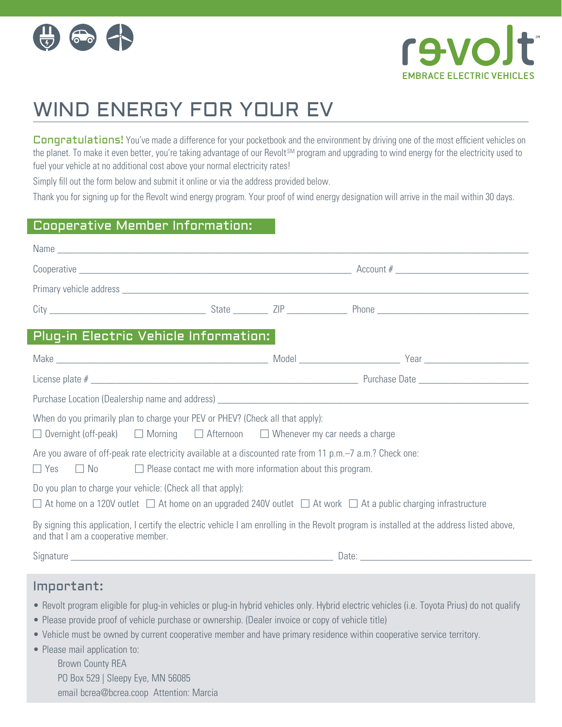revolt[SM]

EMBRACE ELECTRIC VEHICLES

# WIND ENERGY FOR YOUR EV

**Congratulations!** You've made a difference for your pocketbook and the environment by driving one of the most efficient vehicles on the planet. To make it even better, you're taking advantage of our Revolt[SM] program and upgrading to wind energy for the electricity used to fuel your vehicle at no additional cost above your normal electricity rates!

Simply fill out the form below and submit it online or via the address provided below.

Thank you for signing up for the Revolt wind energy program. Your proof of wind energy designation will arrive in the mail within 30 days.

## Cooperative Member Information:

Name ______________________________

Cooperative ______________________________ Account # ______________________________

Primary vehicle address ______________________________

City ______________ State ________ ZIP ____________ Phone ______________________________

## Plug-in Electric Vehicle Information:

Make ______________________________ Model ______________ Year ______________

License plate # ______________________________ Purchase Date ______________

Purchase Location (Dealership name and address) ______________________________

When do you primarily plan to charge your PEV or PHEV? (Check all that apply):

☐ Overnight (off-peak) ☐ Morning ☐ Afternoon ☐ Whenever my car needs a charge

Are you aware of off-peak rate electricity available at a discounted rate from 11 p.m.–7 a.m.? Check one:

☐ Yes ☐ No ☐ Please contact me with more information about this program.

Do you plan to charge your vehicle: (Check all that apply):

☐ At home on a 120V outlet ☐ At home on an upgraded 240V outlet ☐ At work ☐ At a public charging infrastructure

By signing this application, I certify the electric vehicle I am enrolling in the Revolt program is installed at the address listed above, and that I am a cooperative member.

Signature ______________________________ Date: ______________________________

## Important:

- Revolt program eligible for plug-in vehicles or plug-in hybrid vehicles only. Hybrid electric vehicles (i.e. Toyota Prius) do not qualify
- Please provide proof of vehicle purchase or ownership. (Dealer invoice or copy of vehicle title)
- Vehicle must be owned by current cooperative member and have primary residence within cooperative service territory.
- Please mail application to:

  Brown County REA
  PO Box 529 | Sleepy Eye, MN 56085
  email bcrea@bcrea.coop Attention: Marcia